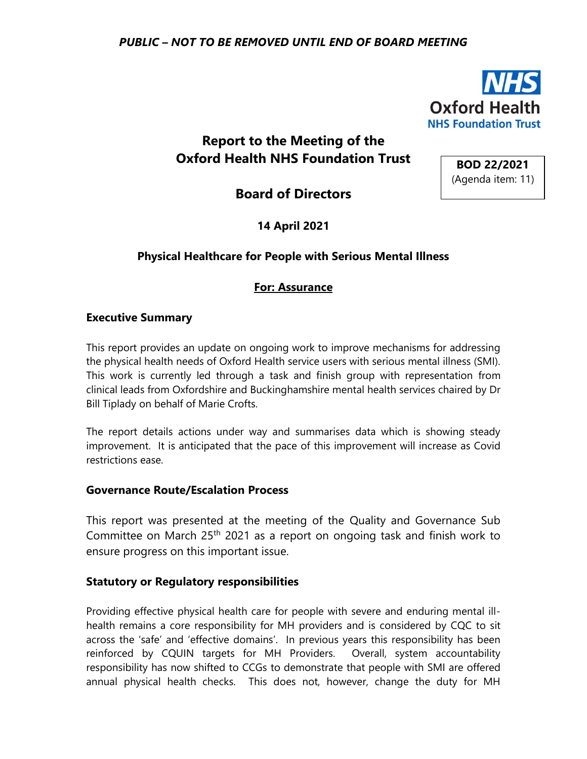*PUBLIC – NOT TO BE REMOVED UNTIL END OF BOARD MEETING*

NHS
Oxford Health
NHS Foundation Trust

# Report to the Meeting of the Oxford Health NHS Foundation Trust

**BOD 22/2021**
(Agenda item: 11)

## Board of Directors

**14 April 2021**

**Physical Healthcare for People with Serious Mental Illness**

**For: Assurance**

### Executive Summary

This report provides an update on ongoing work to improve mechanisms for addressing the physical health needs of Oxford Health service users with serious mental illness (SMI). This work is currently led through a task and finish group with representation from clinical leads from Oxfordshire and Buckinghamshire mental health services chaired by Dr Bill Tiplady on behalf of Marie Crofts.

The report details actions under way and summarises data which is showing steady improvement. It is anticipated that the pace of this improvement will increase as Covid restrictions ease.

### Governance Route/Escalation Process

This report was presented at the meeting of the Quality and Governance Sub Committee on March 25th 2021 as a report on ongoing task and finish work to ensure progress on this important issue.

### Statutory or Regulatory responsibilities

Providing effective physical health care for people with severe and enduring mental ill-health remains a core responsibility for MH providers and is considered by CQC to sit across the 'safe' and 'effective domains'. In previous years this responsibility has been reinforced by CQUIN targets for MH Providers. Overall, system accountability responsibility has now shifted to CCGs to demonstrate that people with SMI are offered annual physical health checks. This does not, however, change the duty for MH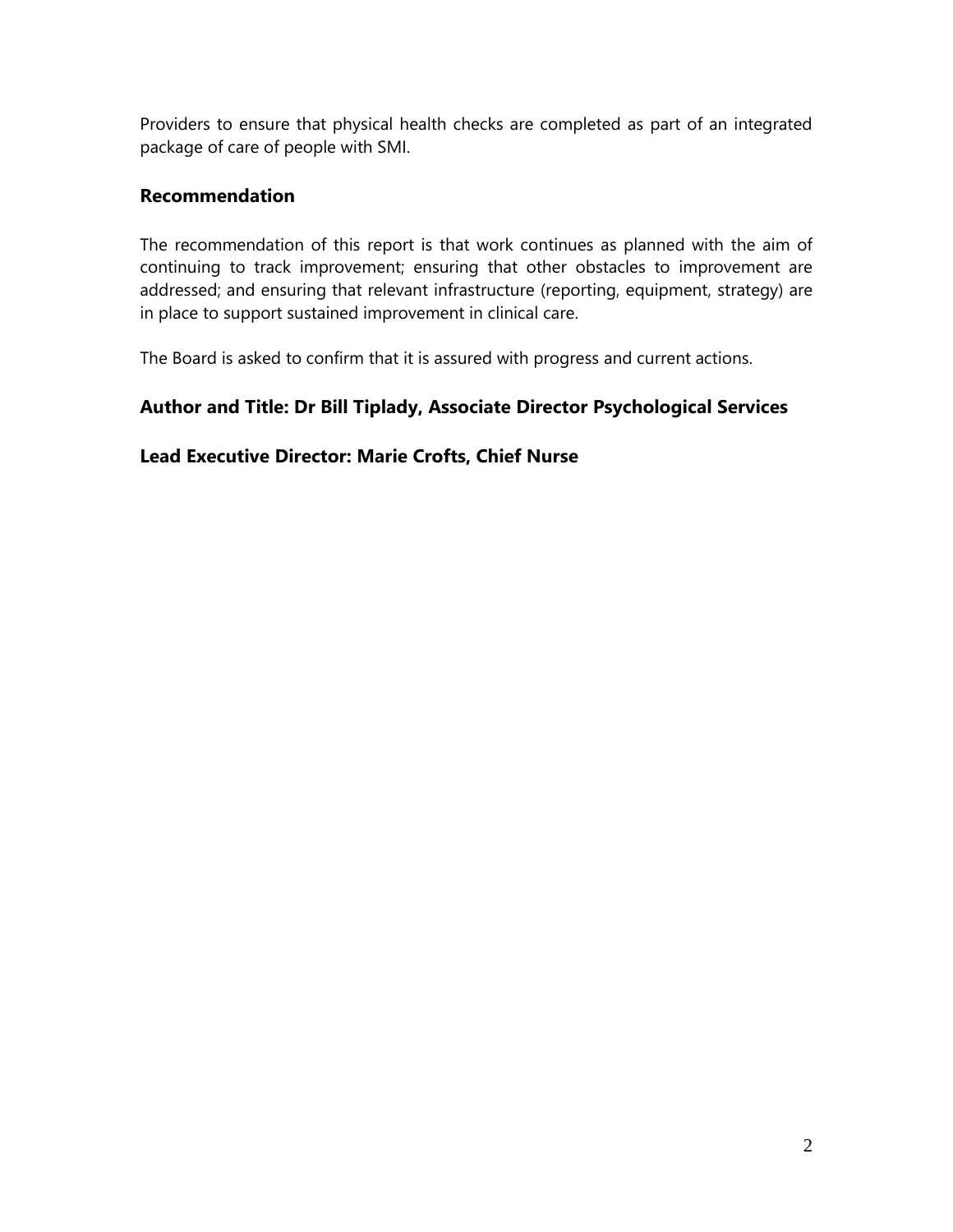Providers to ensure that physical health checks are completed as part of an integrated package of care of people with SMI.

## Recommendation

The recommendation of this report is that work continues as planned with the aim of continuing to track improvement; ensuring that other obstacles to improvement are addressed; and ensuring that relevant infrastructure (reporting, equipment, strategy) are in place to support sustained improvement in clinical care.

The Board is asked to confirm that it is assured with progress and current actions.

**Author and Title: Dr Bill Tiplady, Associate Director Psychological Services**

**Lead Executive Director: Marie Crofts, Chief Nurse**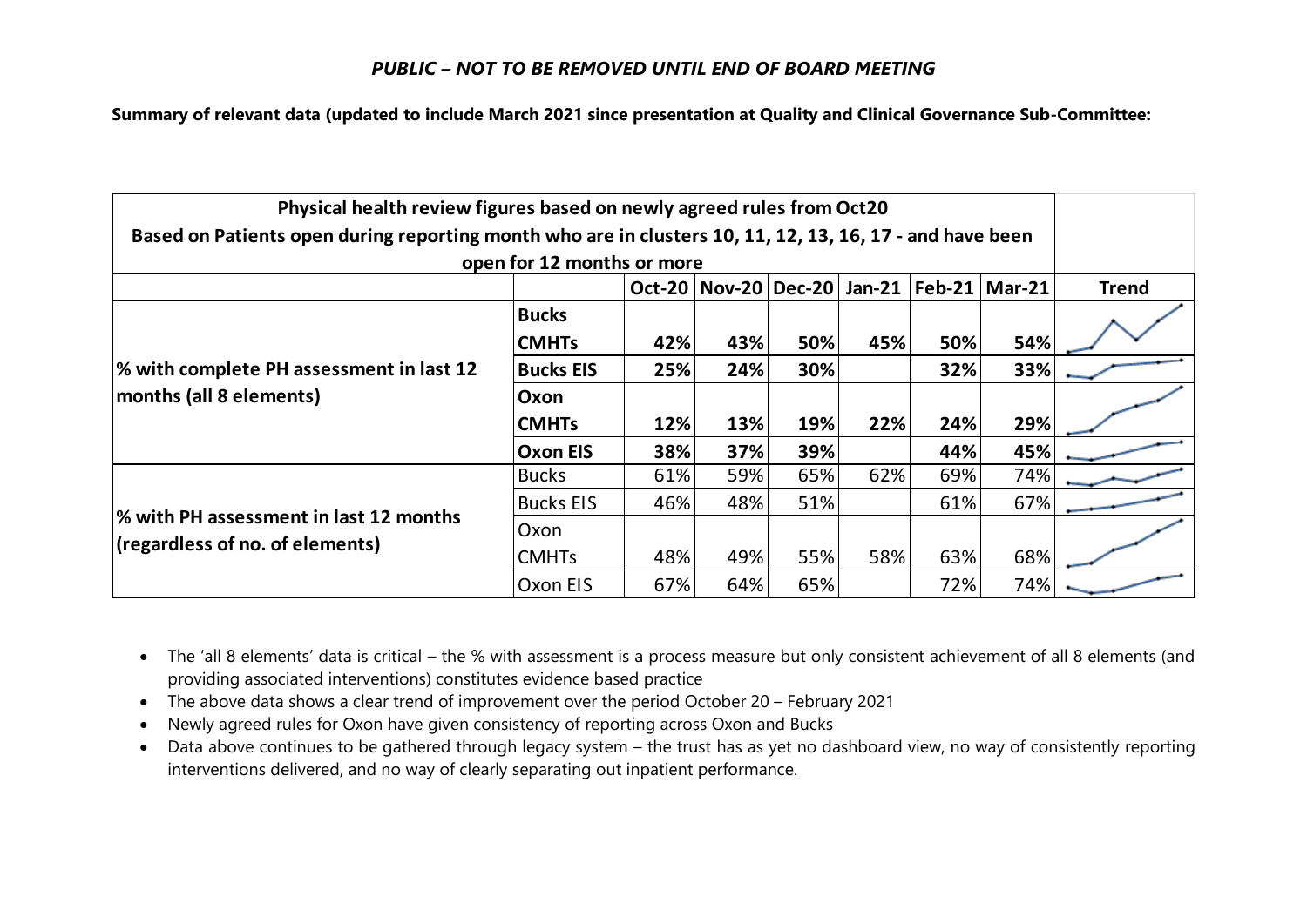*PUBLIC – NOT TO BE REMOVED UNTIL END OF BOARD MEETING*

**Summary of relevant data (updated to include March 2021 since presentation at Quality and Clinical Governance Sub-Committee:**

| Physical health review figures based on newly agreed rules from Oct20 Based on Patients open during reporting month who are in clusters 10, 11, 12, 13, 16, 17 - and have been open for 12 months or more | | | | | | | | |
|---|---|---|---|---|---|---|---|---|
| | | **Oct-20** | **Nov-20** | **Dec-20** | **Jan-21** | **Feb-21** | **Mar-21** | **Trend** |
| **% with complete PH assessment in last 12 months (all 8 elements)** | **Bucks CMHTs** | **42%** | **43%** | **50%** | **45%** | **50%** | **54%** | |
| | **Bucks EIS** | **25%** | **24%** | **30%** | | **32%** | **33%** | |
| | **Oxon CMHTs** | **12%** | **13%** | **19%** | **22%** | **24%** | **29%** | |
| | **Oxon EIS** | **38%** | **37%** | **39%** | | **44%** | **45%** | |
| **% with PH assessment in last 12 months (regardless of no. of elements)** | Bucks | 61% | 59% | 65% | 62% | 69% | 74% | |
| | Bucks EIS | 46% | 48% | 51% | | 61% | 67% | |
| | Oxon CMHTs | 48% | 49% | 55% | 58% | 63% | 68% | |
| | Oxon EIS | 67% | 64% | 65% | | 72% | 74% | |

- The 'all 8 elements' data is critical – the % with assessment is a process measure but only consistent achievement of all 8 elements (and providing associated interventions) constitutes evidence based practice
- The above data shows a clear trend of improvement over the period October 20 – February 2021
- Newly agreed rules for Oxon have given consistency of reporting across Oxon and Bucks
- Data above continues to be gathered through legacy system – the trust has as yet no dashboard view, no way of consistently reporting interventions delivered, and no way of clearly separating out inpatient performance.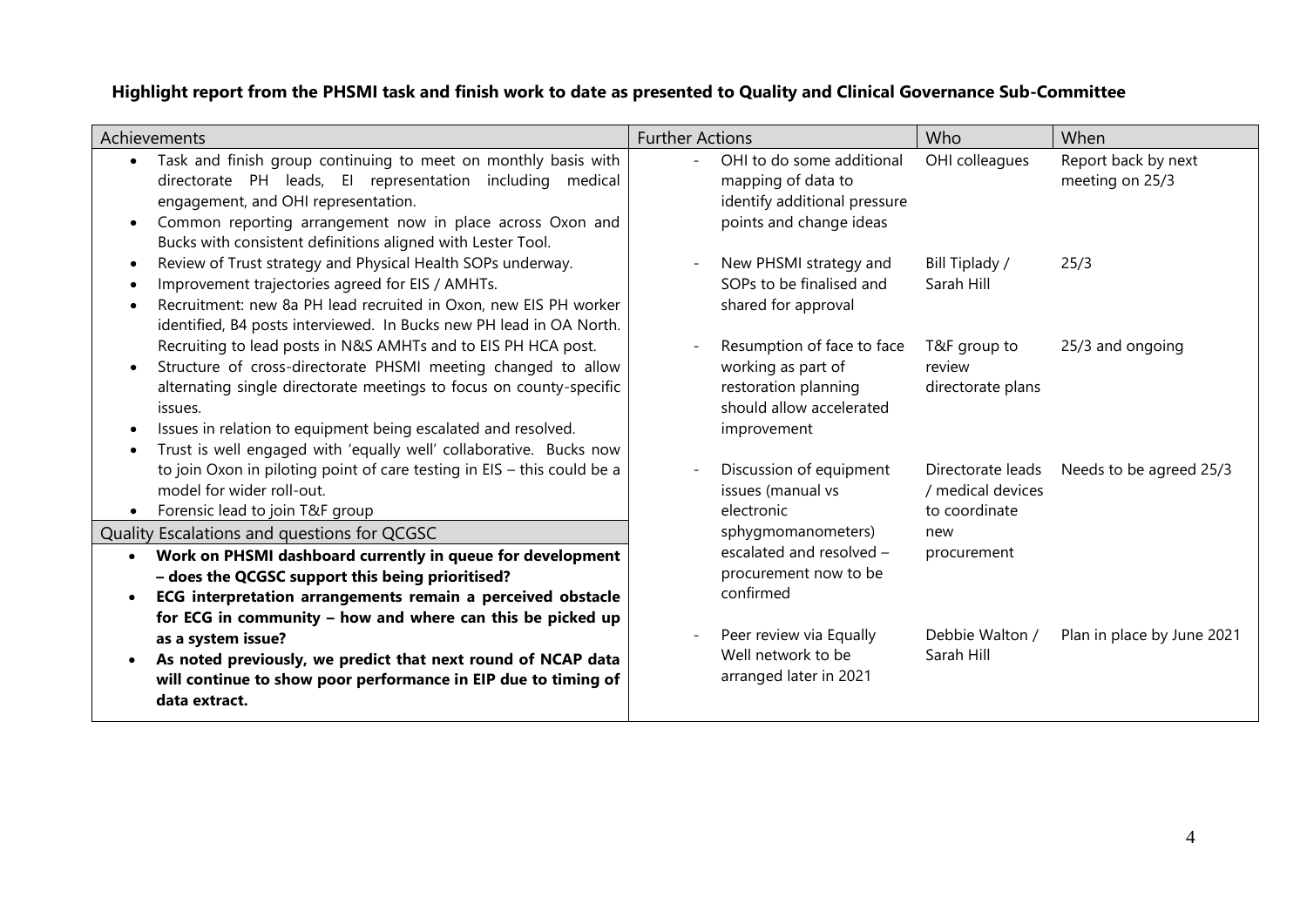**Highlight report from the PHSMI task and finish work to date as presented to Quality and Clinical Governance Sub-Committee**

| Achievements | Further Actions | Who | When |
|---|---|---|---|
| • Task and finish group continuing to meet on monthly basis with directorate PH leads, EI representation including medical engagement, and OHI representation.<br>• Common reporting arrangement now in place across Oxon and Bucks with consistent definitions aligned with Lester Tool.<br>• Review of Trust strategy and Physical Health SOPs underway.<br>• Improvement trajectories agreed for EIS / AMHTs.<br>• Recruitment: new 8a PH lead recruited in Oxon, new EIS PH worker identified, B4 posts interviewed. In Bucks new PH lead in OA North. Recruiting to lead posts in N&S AMHTs and to EIS PH HCA post.<br>• Structure of cross-directorate PHSMI meeting changed to allow alternating single directorate meetings to focus on county-specific issues.<br>• Issues in relation to equipment being escalated and resolved.<br>• Trust is well engaged with 'equally well' collaborative. Bucks now to join Oxon in piloting point of care testing in EIS – this could be a model for wider roll-out.<br>• Forensic lead to join T&F group | - OHI to do some additional mapping of data to identify additional pressure points and change ideas | OHI colleagues | Report back by next meeting on 25/3 |
| | - New PHSMI strategy and SOPs to be finalised and shared for approval | Bill Tiplady / Sarah Hill | 25/3 |
| | - Resumption of face to face working as part of restoration planning should allow accelerated improvement | T&F group to review directorate plans | 25/3 and ongoing |
| **Quality Escalations and questions for QCGSC**<br>• **Work on PHSMI dashboard currently in queue for development – does the QCGSC support this being prioritised?**<br>• **ECG interpretation arrangements remain a perceived obstacle for ECG in community – how and where can this be picked up as a system issue?**<br>• **As noted previously, we predict that next round of NCAP data will continue to show poor performance in EIP due to timing of data extract.** | - Discussion of equipment issues (manual vs electronic sphygmomanometers) escalated and resolved – procurement now to be confirmed | Directorate leads / medical devices to coordinate new procurement | Needs to be agreed 25/3 |
| | - Peer review via Equally Well network to be arranged later in 2021 | Debbie Walton / Sarah Hill | Plan in place by June 2021 |